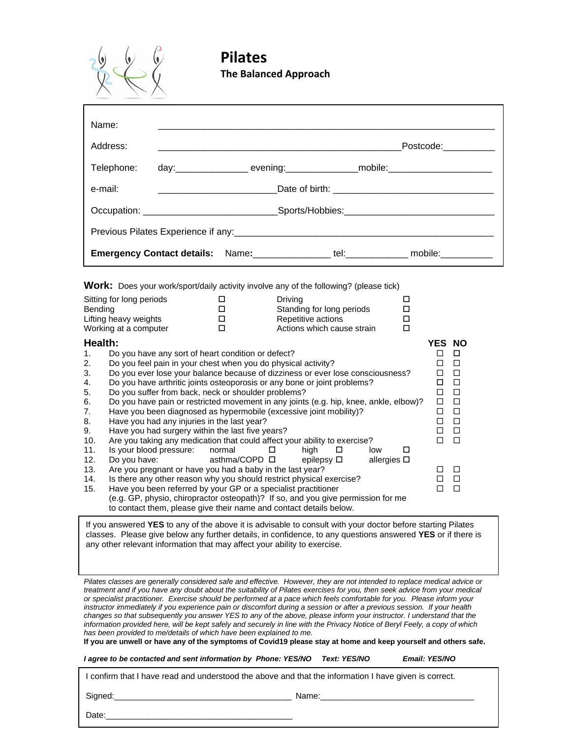# Pilates

## The Balanced Approach

Name: ______________________________________________________________

Address: ______________________________________________ Postcode:__________

Telephone: day:______________ evening:______________ mobile:____________________

e-mail: ______________________ Date of birth: ______________________________

Occupation: ________________________ Sports/Hobbies:____________________________

Previous Pilates Experience if any:_______________________________________________

**Emergency Contact details:** Name:_______________ tel:____________ mobile:__________

**Work:** Does your work/sport/daily activity involve any of the following? (please tick)

| | | | |
|---|---|---|---|
| Sitting for long periods | ☐ | Driving | ☐ |
| Bending | ☐ | Standing for long periods | ☐ |
| Lifting heavy weights | ☐ | Repetitive actions | ☐ |
| Working at a computer | ☐ | Actions which cause strain | ☐ |

**Health:**

| | | YES | NO |
|---|---|---|---|
| 1. | Do you have any sort of heart condition or defect? | ☐ | ☐ |
| 2. | Do you feel pain in your chest when you do physical activity? | ☐ | ☐ |
| 3. | Do you ever lose your balance because of dizziness or ever lose consciousness? | ☐ | ☐ |
| 4. | Do you have arthritic joints osteoporosis or any bone or joint problems? | ☐ | ☐ |
| 5. | Do you suffer from back, neck or shoulder problems? | ☐ | ☐ |
| 6. | Do you have pain or restricted movement in any joints (e.g. hip, knee, ankle, elbow)? | ☐ | ☐ |
| 7. | Have you been diagnosed as hypermobile (excessive joint mobility)? | ☐ | ☐ |
| 8. | Have you had any injuries in the last year? | ☐ | ☐ |
| 9. | Have you had surgery within the last five years? | ☐ | ☐ |
| 10. | Are you taking any medication that could affect your ability to exercise? | ☐ | ☐ |
| 11. | Is your blood pressure: normal ☐ high ☐ low ☐ | | |
| 12. | Do you have: asthma/COPD ☐ epilepsy ☐ allergies ☐ | | |
| 13. | Are you pregnant or have you had a baby in the last year? | ☐ | ☐ |
| 14. | Is there any other reason why you should restrict physical exercise? | ☐ | ☐ |
| 15. | Have you been referred by your GP or a specialist practitioner (e.g. GP, physio, chiropractor osteopath)? If so, and you give permission for me to contact them, please give their name and contact details below. | ☐ | ☐ |

If you answered **YES** to any of the above it is advisable to consult with your doctor before starting Pilates classes. Please give below any further details, in confidence, to any questions answered **YES** or if there is any other relevant information that may affect your ability to exercise.

*Pilates classes are generally considered safe and effective. However, they are not intended to replace medical advice or treatment and if you have any doubt about the suitability of Pilates exercises for you, then seek advice from your medical or specialist practitioner. Exercise should be performed at a pace which feels comfortable for you. Please inform your instructor immediately if you experience pain or discomfort during a session or after a previous session. If your health changes so that subsequently you answer YES to any of the above, please inform your instructor. I understand that the information provided here, will be kept safely and securely in line with the Privacy Notice of Beryl Feely, a copy of which has been provided to me/details of which have been explained to me.*

**If you are unwell or have any of the symptoms of Covid19 please stay at home and keep yourself and others safe.**

***I agree to be contacted and sent information by Phone: YES/NO Text: YES/NO Email: YES/NO***

I confirm that I have read and understood the above and that the information I have given is correct.

Signed:_____________________________________ Name:________________________________

Date:_______________________________________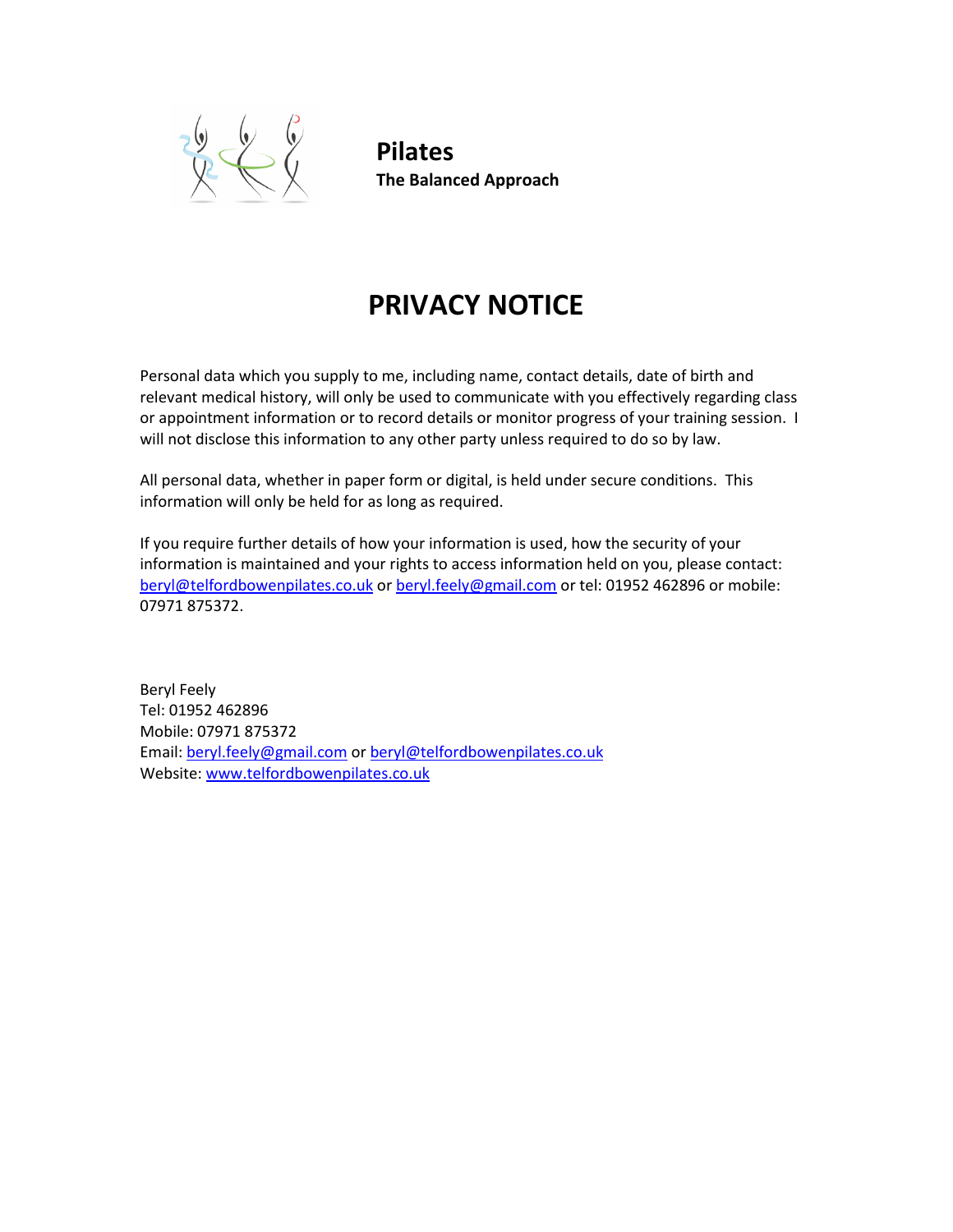**Pilates**
**The Balanced Approach**

# PRIVACY NOTICE

Personal data which you supply to me, including name, contact details, date of birth and relevant medical history, will only be used to communicate with you effectively regarding class or appointment information or to record details or monitor progress of your training session. I will not disclose this information to any other party unless required to do so by law.

All personal data, whether in paper form or digital, is held under secure conditions. This information will only be held for as long as required.

If you require further details of how your information is used, how the security of your information is maintained and your rights to access information held on you, please contact: beryl@telfordbowenpilates.co.uk or beryl.feely@gmail.com or tel: 01952 462896 or mobile: 07971 875372.

Beryl Feely
Tel: 01952 462896
Mobile: 07971 875372
Email: beryl.feely@gmail.com or beryl@telfordbowenpilates.co.uk
Website: www.telfordbowenpilates.co.uk